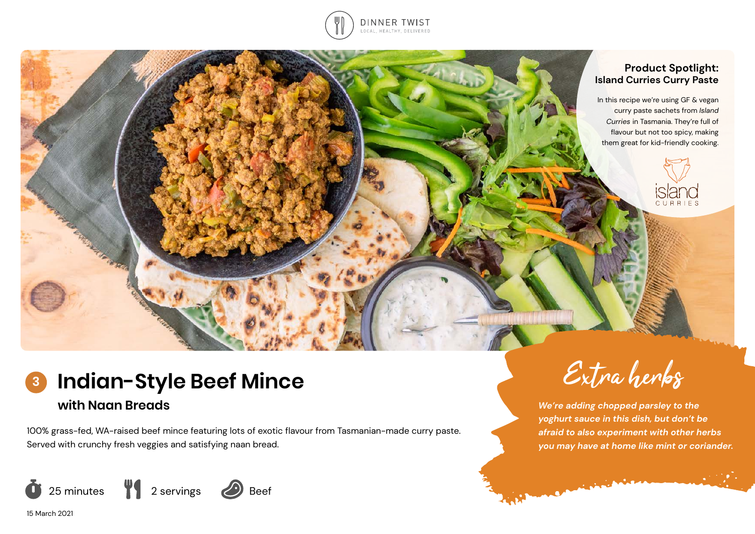DINNER TWIST

LOCAL, HEALTHY, DELIVERED

**Product Spotlight: Island Curries Curry Paste**

In this recipe we're using GF & vegan curry paste sachets from *Island Curries* in Tasmania. They're full of flavour but not too spicy, making them great for kid-friendly cooking.

# 3 Indian-Style Beef Mince

## with Naan Breads

100% grass-fed, WA-raised beef mince featuring lots of exotic flavour from Tasmanian-made curry paste. Served with crunchy fresh veggies and satisfying naan bread.

25 minutes | 2 servings | Beef

15 March 2021

## Extra herbs

***We're adding chopped parsley to the yoghurt sauce in this dish, but don't be afraid to also experiment with other herbs you may have at home like mint or coriander.***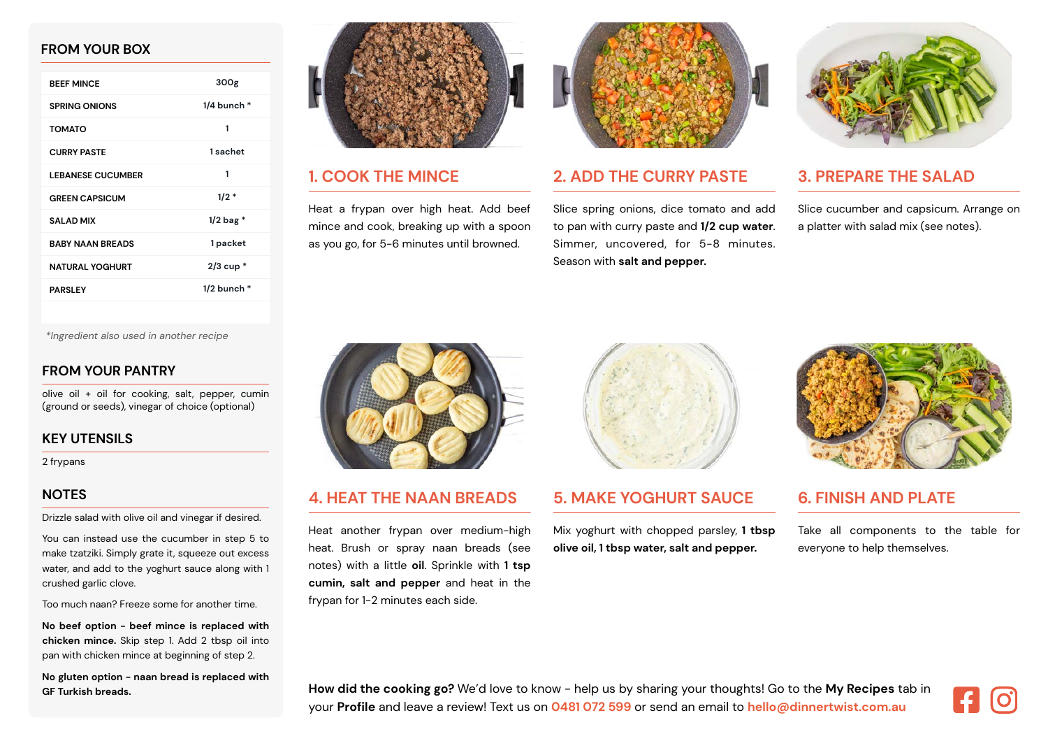## FROM YOUR BOX

| | |
|---|---|
| BEEF MINCE | 300g |
| SPRING ONIONS | 1/4 bunch * |
| TOMATO | 1 |
| CURRY PASTE | 1 sachet |
| LEBANESE CUCUMBER | 1 |
| GREEN CAPSICUM | 1/2 * |
| SALAD MIX | 1/2 bag * |
| BABY NAAN BREADS | 1 packet |
| NATURAL YOGHURT | 2/3 cup * |
| PARSLEY | 1/2 bunch * |

*Ingredient also used in another recipe*

## FROM YOUR PANTRY

olive oil + oil for cooking, salt, pepper, cumin (ground or seeds), vinegar of choice (optional)

## KEY UTENSILS

2 frypans

## NOTES

Drizzle salad with olive oil and vinegar if desired.

You can instead use the cucumber in step 5 to make tzatziki. Simply grate it, squeeze out excess water, and add to the yoghurt sauce along with 1 crushed garlic clove.

Too much naan? Freeze some for another time.

**No beef option - beef mince is replaced with chicken mince.** Skip step 1. Add 2 tbsp oil into pan with chicken mince at beginning of step 2.

**No gluten option - naan bread is replaced with GF Turkish breads.**

## 1. COOK THE MINCE

Heat a frypan over high heat. Add beef mince and cook, breaking up with a spoon as you go, for 5-6 minutes until browned.

## 2. ADD THE CURRY PASTE

Slice spring onions, dice tomato and add to pan with curry paste and **1/2 cup water**. Simmer, uncovered, for 5-8 minutes. Season with **salt and pepper.**

## 3. PREPARE THE SALAD

Slice cucumber and capsicum. Arrange on a platter with salad mix (see notes).

## 4. HEAT THE NAAN BREADS

Heat another frypan over medium-high heat. Brush or spray naan breads (see notes) with a little **oil**. Sprinkle with **1 tsp cumin, salt and pepper** and heat in the frypan for 1-2 minutes each side.

## 5. MAKE YOGHURT SAUCE

Mix yoghurt with chopped parsley, **1 tbsp olive oil, 1 tbsp water, salt and pepper.**

## 6. FINISH AND PLATE

Take all components to the table for everyone to help themselves.

**How did the cooking go?** We'd love to know - help us by sharing your thoughts! Go to the **My Recipes** tab in your **Profile** and leave a review! Text us on 0481 072 599 or send an email to hello@dinnertwist.com.au